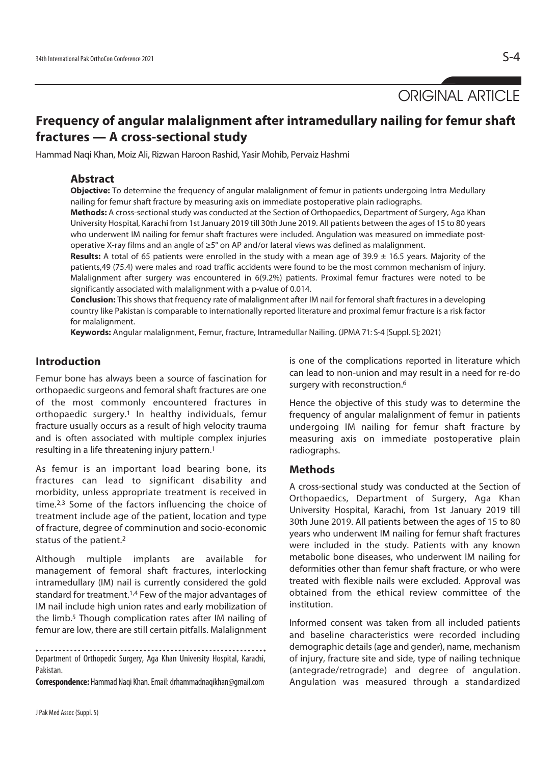ORIGINAL ARTICLE

# Frequency of angular malalignment after intramedullary nailing for femur shaft fractures — A cross-sectional study

Hammad Naqi Khan, Moiz Ali, Rizwan Haroon Rashid, Yasir Mohib, Pervaiz Hashmi

## Abstract

**Objective:** To determine the frequency of angular malalignment of femur in patients undergoing Intra Medullary nailing for femur shaft fracture by measuring axis on immediate postoperative plain radiographs.

**Methods:** A cross-sectional study was conducted at the Section of Orthopaedics, Department of Surgery, Aga Khan University Hospital, Karachi from 1st January 2019 till 30th June 2019. All patients between the ages of 15 to 80 years who underwent IM nailing for femur shaft fractures were included. Angulation was measured on immediate post-operative X-ray films and an angle of ≥5° on AP and/or lateral views was defined as malalignment.

**Results:** A total of 65 patients were enrolled in the study with a mean age of 39.9 ± 16.5 years. Majority of the patients,49 (75.4) were males and road traffic accidents were found to be the most common mechanism of injury. Malalignment after surgery was encountered in 6(9.2%) patients. Proximal femur fractures were noted to be significantly associated with malalignment with a p-value of 0.014.

**Conclusion:** This shows that frequency rate of malalignment after IM nail for femoral shaft fractures in a developing country like Pakistan is comparable to internationally reported literature and proximal femur fracture is a risk factor for malalignment.

**Keywords:** Angular malalignment, Femur, fracture, Intramedullar Nailing. (JPMA 71: S-4 [Suppl. 5]; 2021)

## Introduction

Femur bone has always been a source of fascination for orthopaedic surgeons and femoral shaft fractures are one of the most commonly encountered fractures in orthopaedic surgery.[1] In healthy individuals, femur fracture usually occurs as a result of high velocity trauma and is often associated with multiple complex injuries resulting in a life threatening injury pattern.[1]

As femur is an important load bearing bone, its fractures can lead to significant disability and morbidity, unless appropriate treatment is received in time.[2,3] Some of the factors influencing the choice of treatment include age of the patient, location and type of fracture, degree of comminution and socio-economic status of the patient.[2]

Although multiple implants are available for management of femoral shaft fractures, interlocking intramedullary (IM) nail is currently considered the gold standard for treatment.[1,4] Few of the major advantages of IM nail include high union rates and early mobilization of the limb.[5] Though complication rates after IM nailing of femur are low, there are still certain pitfalls. Malalignment is one of the complications reported in literature which can lead to non-union and may result in a need for re-do surgery with reconstruction.[6]

Hence the objective of this study was to determine the frequency of angular malalignment of femur in patients undergoing IM nailing for femur shaft fracture by measuring axis on immediate postoperative plain radiographs.

## Methods

A cross-sectional study was conducted at the Section of Orthopaedics, Department of Surgery, Aga Khan University Hospital, Karachi, from 1st January 2019 till 30th June 2019. All patients between the ages of 15 to 80 years who underwent IM nailing for femur shaft fractures were included in the study. Patients with any known metabolic bone diseases, who underwent IM nailing for deformities other than femur shaft fracture, or who were treated with flexible nails were excluded. Approval was obtained from the ethical review committee of the institution.

Informed consent was taken from all included patients and baseline characteristics were recorded including demographic details (age and gender), name, mechanism of injury, fracture site and side, type of nailing technique (antegrade/retrograde) and degree of angulation. Angulation was measured through a standardized

Department of Orthopedic Surgery, Aga Khan University Hospital, Karachi, Pakistan.

**Correspondence:** Hammad Naqi Khan. Email: drhammadnaqikhan@gmail.com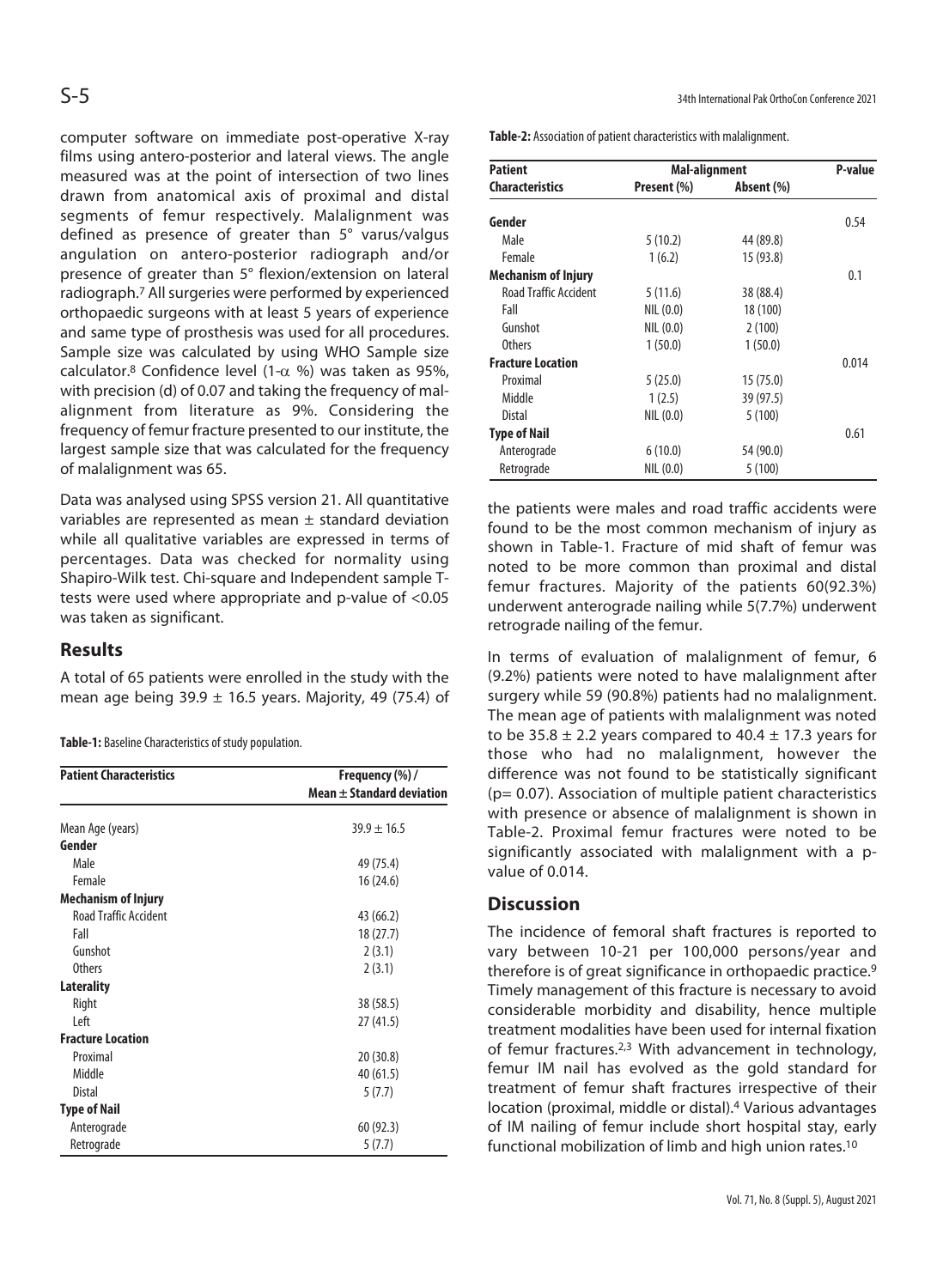computer software on immediate post-operative X-ray films using antero-posterior and lateral views. The angle measured was at the point of intersection of two lines drawn from anatomical axis of proximal and distal segments of femur respectively. Malalignment was defined as presence of greater than 5° varus/valgus angulation on antero-posterior radiograph and/or presence of greater than 5° flexion/extension on lateral radiograph.[7] All surgeries were performed by experienced orthopaedic surgeons with at least 5 years of experience and same type of prosthesis was used for all procedures. Sample size was calculated by using WHO Sample size calculator.[8] Confidence level (1-$\alpha$ %) was taken as 95%, with precision (d) of 0.07 and taking the frequency of mal-alignment from literature as 9%. Considering the frequency of femur fracture presented to our institute, the largest sample size that was calculated for the frequency of malalignment was 65.

Data was analysed using SPSS version 21. All quantitative variables are represented as mean ± standard deviation while all qualitative variables are expressed in terms of percentages. Data was checked for normality using Shapiro-Wilk test. Chi-square and Independent sample T-tests were used where appropriate and p-value of <0.05 was taken as significant.

## Results

A total of 65 patients were enrolled in the study with the mean age being 39.9 ± 16.5 years. Majority, 49 (75.4) of the patients were males and road traffic accidents were found to be the most common mechanism of injury as shown in Table-1. Fracture of mid shaft of femur was noted to be more common than proximal and distal femur fractures. Majority of the patients 60(92.3%) underwent anterograde nailing while 5(7.7%) underwent retrograde nailing of the femur.

**Table-1:** Baseline Characteristics of study population.

| Patient Characteristics | Frequency (%) / Mean ± Standard deviation |
|---|---|
| Mean Age (years) | 39.9 ± 16.5 |
| **Gender** | |
| Male | 49 (75.4) |
| Female | 16 (24.6) |
| **Mechanism of Injury** | |
| Road Traffic Accident | 43 (66.2) |
| Fall | 18 (27.7) |
| Gunshot | 2 (3.1) |
| Others | 2 (3.1) |
| **Laterality** | |
| Right | 38 (58.5) |
| Left | 27 (41.5) |
| **Fracture Location** | |
| Proximal | 20 (30.8) |
| Middle | 40 (61.5) |
| Distal | 5 (7.7) |
| **Type of Nail** | |
| Anterograde | 60 (92.3) |
| Retrograde | 5 (7.7) |

**Table-2:** Association of patient characteristics with malalignment.

| Patient Characteristics | Mal-alignment | | P-value |
|---|---|---|---|
| | Present (%) | Absent (%) | |
| **Gender** | | | 0.54 |
| Male | 5 (10.2) | 44 (89.8) | |
| Female | 1 (6.2) | 15 (93.8) | |
| **Mechanism of Injury** | | | 0.1 |
| Road Traffic Accident | 5 (11.6) | 38 (88.4) | |
| Fall | NIL (0.0) | 18 (100) | |
| Gunshot | NIL (0.0) | 2 (100) | |
| Others | 1 (50.0) | 1 (50.0) | |
| **Fracture Location** | | | 0.014 |
| Proximal | 5 (25.0) | 15 (75.0) | |
| Middle | 1 (2.5) | 39 (97.5) | |
| Distal | NIL (0.0) | 5 (100) | |
| **Type of Nail** | | | 0.61 |
| Anterograde | 6 (10.0) | 54 (90.0) | |
| Retrograde | NIL (0.0) | 5 (100) | |

In terms of evaluation of malalignment of femur, 6 (9.2%) patients were noted to have malalignment after surgery while 59 (90.8%) patients had no malalignment. The mean age of patients with malalignment was noted to be 35.8 ± 2.2 years compared to 40.4 ± 17.3 years for those who had no malalignment, however the difference was not found to be statistically significant (p= 0.07). Association of multiple patient characteristics with presence or absence of malalignment is shown in Table-2. Proximal femur fractures were noted to be significantly associated with malalignment with a p-value of 0.014.

## Discussion

The incidence of femoral shaft fractures is reported to vary between 10-21 per 100,000 persons/year and therefore is of great significance in orthopaedic practice.[9] Timely management of this fracture is necessary to avoid considerable morbidity and disability, hence multiple treatment modalities have been used for internal fixation of femur fractures.[2,3] With advancement in technology, femur IM nail has evolved as the gold standard for treatment of femur shaft fractures irrespective of their location (proximal, middle or distal).[4] Various advantages of IM nailing of femur include short hospital stay, early functional mobilization of limb and high union rates.[10]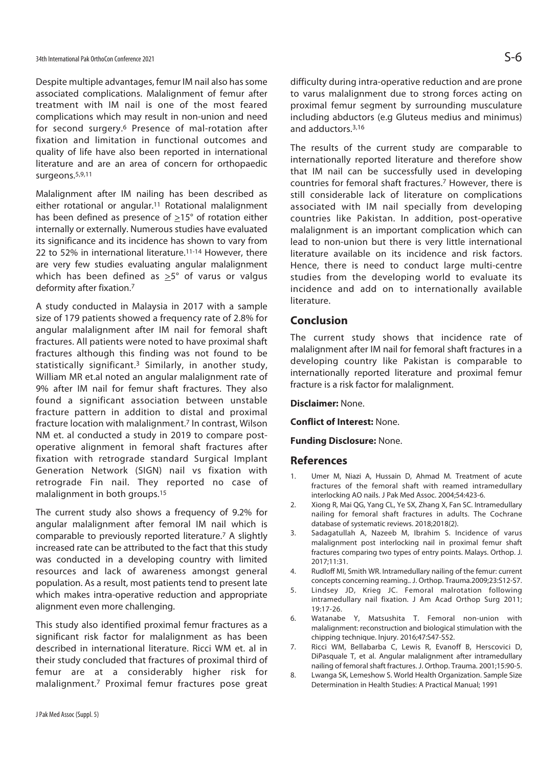Despite multiple advantages, femur IM nail also has some associated complications. Malalignment of femur after treatment with IM nail is one of the most feared complications which may result in non-union and need for second surgery.[6] Presence of mal-rotation after fixation and limitation in functional outcomes and quality of life have also been reported in international literature and are an area of concern for orthopaedic surgeons.[5,9,11]

Malalignment after IM nailing has been described as either rotational or angular.[11] Rotational malalignment has been defined as presence of $\geq$15° of rotation either internally or externally. Numerous studies have evaluated its significance and its incidence has shown to vary from 22 to 52% in international literature.[11-14] However, there are very few studies evaluating angular malalignment which has been defined as $\geq$5° of varus or valgus deformity after fixation.[7]

A study conducted in Malaysia in 2017 with a sample size of 179 patients showed a frequency rate of 2.8% for angular malalignment after IM nail for femoral shaft fractures. All patients were noted to have proximal shaft fractures although this finding was not found to be statistically significant.[3] Similarly, in another study, William MR et.al noted an angular malalignment rate of 9% after IM nail for femur shaft fractures. They also found a significant association between unstable fracture pattern in addition to distal and proximal fracture location with malalignment.[7] In contrast, Wilson NM et. al conducted a study in 2019 to compare post-operative alignment in femoral shaft fractures after fixation with retrograde standard Surgical Implant Generation Network (SIGN) nail vs fixation with retrograde Fin nail. They reported no case of malalignment in both groups.[15]

The current study also shows a frequency of 9.2% for angular malalignment after femoral IM nail which is comparable to previously reported literature.[7] A slightly increased rate can be attributed to the fact that this study was conducted in a developing country with limited resources and lack of awareness amongst general population. As a result, most patients tend to present late which makes intra-operative reduction and appropriate alignment even more challenging.

This study also identified proximal femur fractures as a significant risk factor for malalignment as has been described in international literature. Ricci WM et. al in their study concluded that fractures of proximal third of femur are at a considerably higher risk for malalignment.[7] Proximal femur fractures pose great difficulty during intra-operative reduction and are prone to varus malalignment due to strong forces acting on proximal femur segment by surrounding musculature including abductors (e.g Gluteus medius and minimus) and adductors.[3,16]

The results of the current study are comparable to internationally reported literature and therefore show that IM nail can be successfully used in developing countries for femoral shaft fractures.[7] However, there is still considerable lack of literature on complications associated with IM nail specially from developing countries like Pakistan. In addition, post-operative malalignment is an important complication which can lead to non-union but there is very little international literature available on its incidence and risk factors. Hence, there is need to conduct large multi-centre studies from the developing world to evaluate its incidence and add on to internationally available literature.

## Conclusion

The current study shows that incidence rate of malalignment after IM nail for femoral shaft fractures in a developing country like Pakistan is comparable to internationally reported literature and proximal femur fracture is a risk factor for malalignment.

**Disclaimer:** None.

**Conflict of Interest:** None.

**Funding Disclosure:** None.

## References

1. Umer M, Niazi A, Hussain D, Ahmad M. Treatment of acute fractures of the femoral shaft with reamed intramedullary interlocking AO nails. J Pak Med Assoc. 2004;54:423-6.
2. Xiong R, Mai QG, Yang CL, Ye SX, Zhang X, Fan SC. Intramedullary nailing for femoral shaft fractures in adults. The Cochrane database of systematic reviews. 2018;2018(2).
3. Sadagatullah A, Nazeeb M, Ibrahim S. Incidence of varus malalignment post interlocking nail in proximal femur shaft fractures comparing two types of entry points. Malays. Orthop. J. 2017;11:31.
4. Rudloff MI, Smith WR. Intramedullary nailing of the femur: current concepts concerning reaming.. J. Orthop. Trauma.2009;23:S12-S7.
5. Lindsey JD, Krieg JC. Femoral malrotation following intramedullary nail fixation. J Am Acad Orthop Surg 2011; 19:17-26.
6. Watanabe Y, Matsushita T. Femoral non-union with malalignment: reconstruction and biological stimulation with the chipping technique. Injury. 2016;47:S47-S52.
7. Ricci WM, Bellabarba C, Lewis R, Evanoff B, Herscovici D, DiPasquale T, et al. Angular malalignment after intramedullary nailing of femoral shaft fractures. J. Orthop. Trauma. 2001;15:90-5.
8. Lwanga SK, Lemeshow S. World Health Organization. Sample Size Determination in Health Studies: A Practical Manual; 1991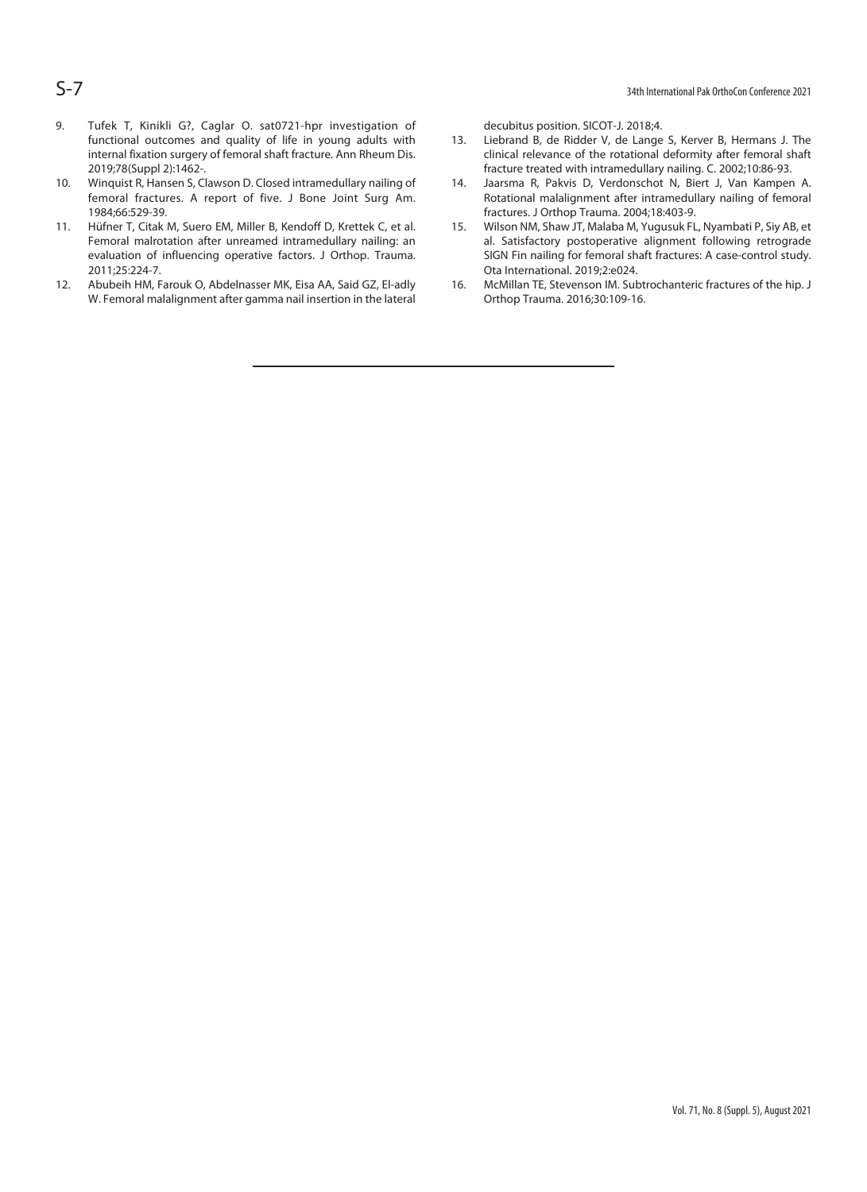9. Tufek T, Kinikli G?, Caglar O. sat0721-hpr investigation of functional outcomes and quality of life in young adults with internal fixation surgery of femoral shaft fracture. Ann Rheum Dis. 2019;78(Suppl 2):1462-.
10. Winquist R, Hansen S, Clawson D. Closed intramedullary nailing of femoral fractures. A report of five. J Bone Joint Surg Am. 1984;66:529-39.
11. Hüfner T, Citak M, Suero EM, Miller B, Kendoff D, Krettek C, et al. Femoral malrotation after unreamed intramedullary nailing: an evaluation of influencing operative factors. J Orthop. Trauma. 2011;25:224-7.
12. Abubeih HM, Farouk O, Abdelnasser MK, Eisa AA, Said GZ, El-adly W. Femoral malalignment after gamma nail insertion in the lateral decubitus position. SICOT-J. 2018;4.
13. Liebrand B, de Ridder V, de Lange S, Kerver B, Hermans J. The clinical relevance of the rotational deformity after femoral shaft fracture treated with intramedullary nailing. C. 2002;10:86-93.
14. Jaarsma R, Pakvis D, Verdonschot N, Biert J, Van Kampen A. Rotational malalignment after intramedullary nailing of femoral fractures. J Orthop Trauma. 2004;18:403-9.
15. Wilson NM, Shaw JT, Malaba M, Yugusuk FL, Nyambati P, Siy AB, et al. Satisfactory postoperative alignment following retrograde SIGN Fin nailing for femoral shaft fractures: A case-control study. Ota International. 2019;2:e024.
16. McMillan TE, Stevenson IM. Subtrochanteric fractures of the hip. J Orthop Trauma. 2016;30:109-16.